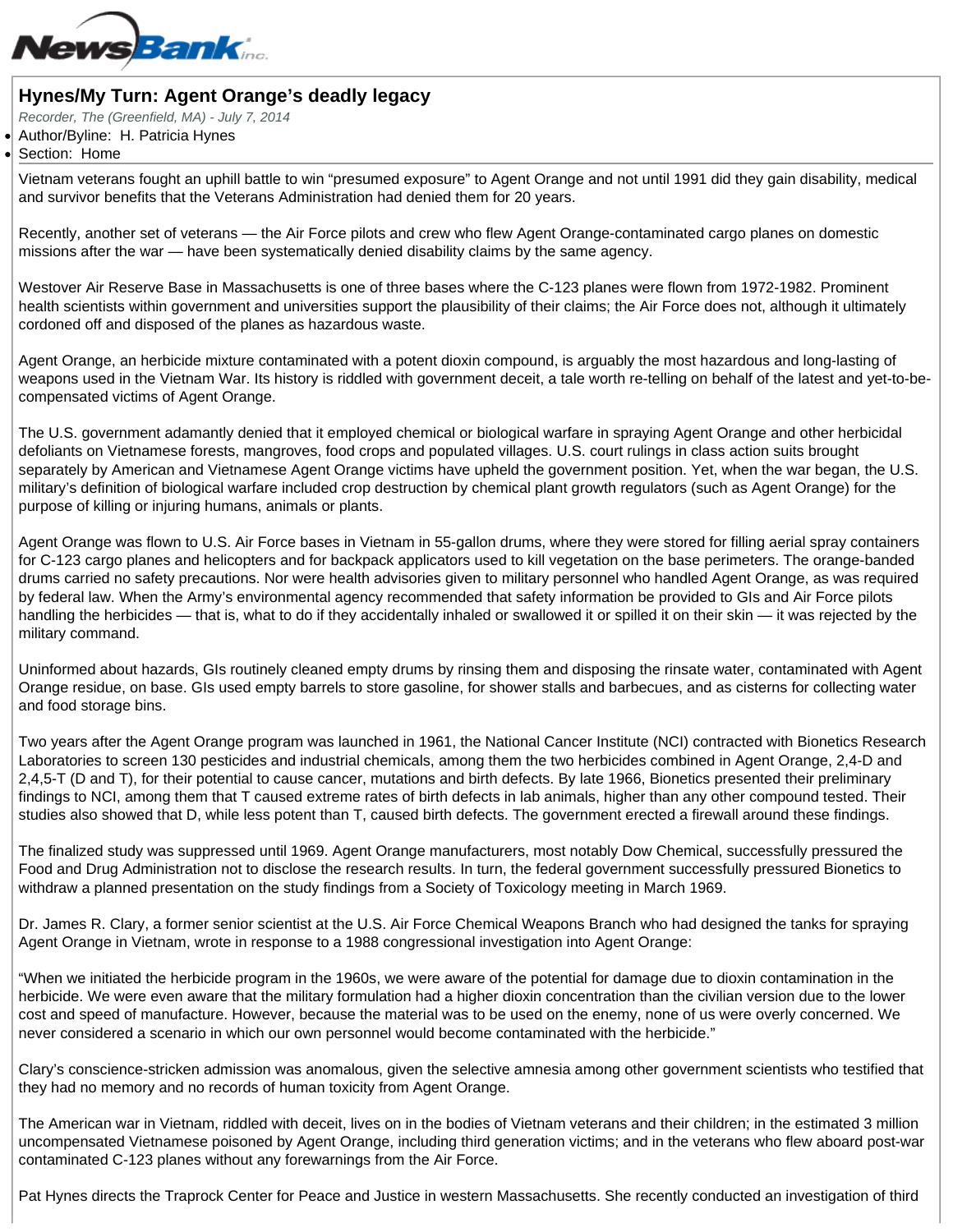# Hynes/My Turn: Agent Orange's deadly legacy

*Recorder, The (Greenfield, MA) - July 7, 2014*

- Author/Byline: H. Patricia Hynes
- Section: Home

---

Vietnam veterans fought an uphill battle to win "presumed exposure" to Agent Orange and not until 1991 did they gain disability, medical and survivor benefits that the Veterans Administration had denied them for 20 years.

Recently, another set of veterans — the Air Force pilots and crew who flew Agent Orange-contaminated cargo planes on domestic missions after the war — have been systematically denied disability claims by the same agency.

Westover Air Reserve Base in Massachusetts is one of three bases where the C-123 planes were flown from 1972-1982. Prominent health scientists within government and universities support the plausibility of their claims; the Air Force does not, although it ultimately cordoned off and disposed of the planes as hazardous waste.

Agent Orange, an herbicide mixture contaminated with a potent dioxin compound, is arguably the most hazardous and long-lasting of weapons used in the Vietnam War. Its history is riddled with government deceit, a tale worth re-telling on behalf of the latest and yet-to-be-compensated victims of Agent Orange.

The U.S. government adamantly denied that it employed chemical or biological warfare in spraying Agent Orange and other herbicidal defoliants on Vietnamese forests, mangroves, food crops and populated villages. U.S. court rulings in class action suits brought separately by American and Vietnamese Agent Orange victims have upheld the government position. Yet, when the war began, the U.S. military's definition of biological warfare included crop destruction by chemical plant growth regulators (such as Agent Orange) for the purpose of killing or injuring humans, animals or plants.

Agent Orange was flown to U.S. Air Force bases in Vietnam in 55-gallon drums, where they were stored for filling aerial spray containers for C-123 cargo planes and helicopters and for backpack applicators used to kill vegetation on the base perimeters. The orange-banded drums carried no safety precautions. Nor were health advisories given to military personnel who handled Agent Orange, as was required by federal law. When the Army's environmental agency recommended that safety information be provided to GIs and Air Force pilots handling the herbicides — that is, what to do if they accidentally inhaled or swallowed it or spilled it on their skin — it was rejected by the military command.

Uninformed about hazards, GIs routinely cleaned empty drums by rinsing them and disposing the rinsate water, contaminated with Agent Orange residue, on base. GIs used empty barrels to store gasoline, for shower stalls and barbecues, and as cisterns for collecting water and food storage bins.

Two years after the Agent Orange program was launched in 1961, the National Cancer Institute (NCI) contracted with Bionetics Research Laboratories to screen 130 pesticides and industrial chemicals, among them the two herbicides combined in Agent Orange, 2,4-D and 2,4,5-T (D and T), for their potential to cause cancer, mutations and birth defects. By late 1966, Bionetics presented their preliminary findings to NCI, among them that T caused extreme rates of birth defects in lab animals, higher than any other compound tested. Their studies also showed that D, while less potent than T, caused birth defects. The government erected a firewall around these findings.

The finalized study was suppressed until 1969. Agent Orange manufacturers, most notably Dow Chemical, successfully pressured the Food and Drug Administration not to disclose the research results. In turn, the federal government successfully pressured Bionetics to withdraw a planned presentation on the study findings from a Society of Toxicology meeting in March 1969.

Dr. James R. Clary, a former senior scientist at the U.S. Air Force Chemical Weapons Branch who had designed the tanks for spraying Agent Orange in Vietnam, wrote in response to a 1988 congressional investigation into Agent Orange:

"When we initiated the herbicide program in the 1960s, we were aware of the potential for damage due to dioxin contamination in the herbicide. We were even aware that the military formulation had a higher dioxin concentration than the civilian version due to the lower cost and speed of manufacture. However, because the material was to be used on the enemy, none of us were overly concerned. We never considered a scenario in which our own personnel would become contaminated with the herbicide."

Clary's conscience-stricken admission was anomalous, given the selective amnesia among other government scientists who testified that they had no memory and no records of human toxicity from Agent Orange.

The American war in Vietnam, riddled with deceit, lives on in the bodies of Vietnam veterans and their children; in the estimated 3 million uncompensated Vietnamese poisoned by Agent Orange, including third generation victims; and in the veterans who flew aboard post-war contaminated C-123 planes without any forewarnings from the Air Force.

Pat Hynes directs the Traprock Center for Peace and Justice in western Massachusetts. She recently conducted an investigation of third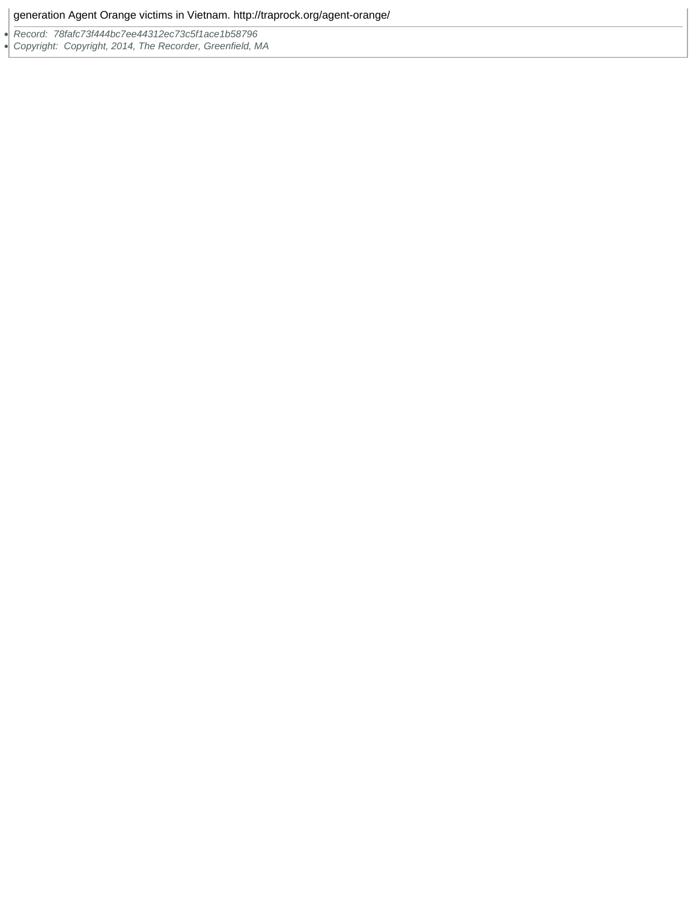generation Agent Orange victims in Vietnam. http://traprock.org/agent-orange/

- *Record: 78fafc73f444bc7ee44312ec73c5f1ace1b58796*
- *Copyright: Copyright, 2014, The Recorder, Greenfield, MA*